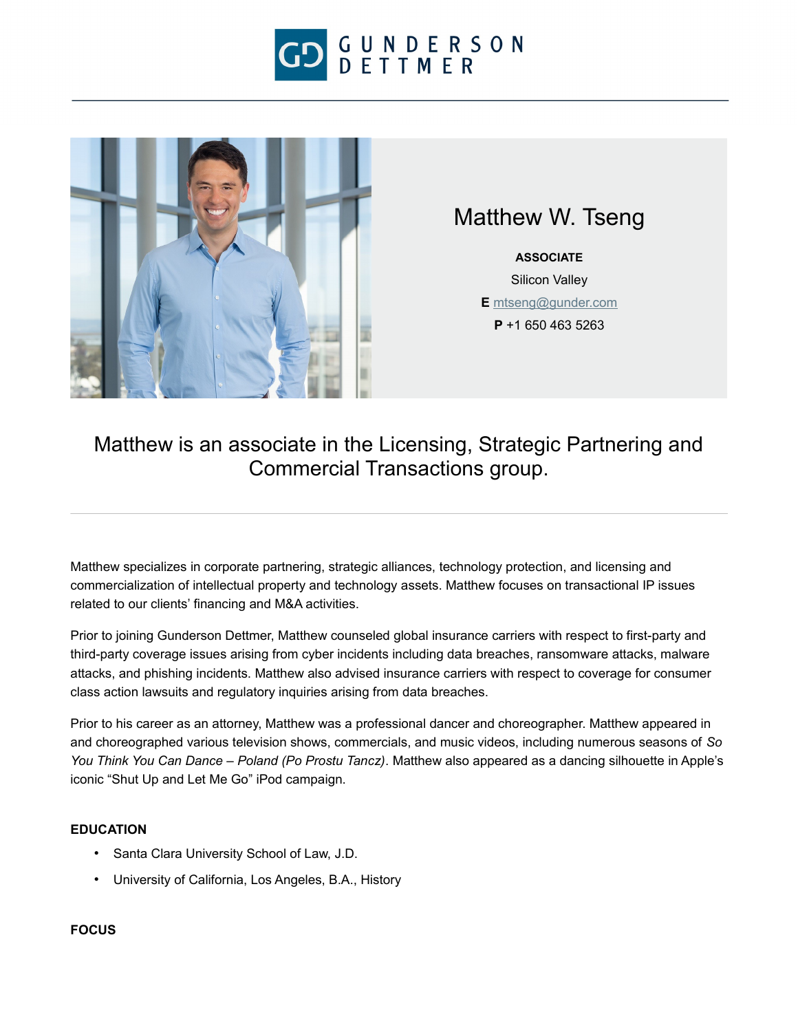GUNDERSON DETTMER

# Matthew W. Tseng

**ASSOCIATE**

Silicon Valley

**E** mtseng@gunder.com

**P** +1 650 463 5263

## Matthew is an associate in the Licensing, Strategic Partnering and Commercial Transactions group.

Matthew specializes in corporate partnering, strategic alliances, technology protection, and licensing and commercialization of intellectual property and technology assets. Matthew focuses on transactional IP issues related to our clients' financing and M&A activities.

Prior to joining Gunderson Dettmer, Matthew counseled global insurance carriers with respect to first-party and third-party coverage issues arising from cyber incidents including data breaches, ransomware attacks, malware attacks, and phishing incidents. Matthew also advised insurance carriers with respect to coverage for consumer class action lawsuits and regulatory inquiries arising from data breaches.

Prior to his career as an attorney, Matthew was a professional dancer and choreographer. Matthew appeared in and choreographed various television shows, commercials, and music videos, including numerous seasons of *So You Think You Can Dance – Poland (Po Prostu Tancz)*. Matthew also appeared as a dancing silhouette in Apple's iconic "Shut Up and Let Me Go" iPod campaign.

### EDUCATION

- Santa Clara University School of Law, J.D.
- University of California, Los Angeles, B.A., History

### FOCUS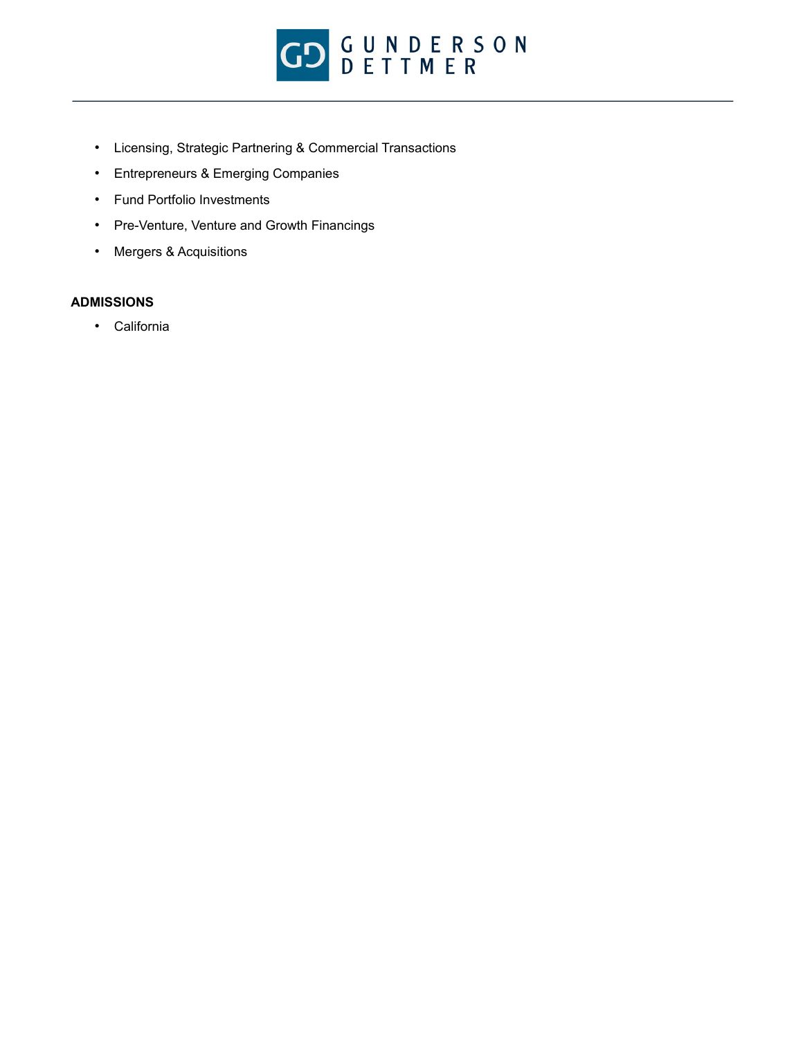- Licensing, Strategic Partnering & Commercial Transactions
- Entrepreneurs & Emerging Companies
- Fund Portfolio Investments
- Pre-Venture, Venture and Growth Financings
- Mergers & Acquisitions

**ADMISSIONS**

- California